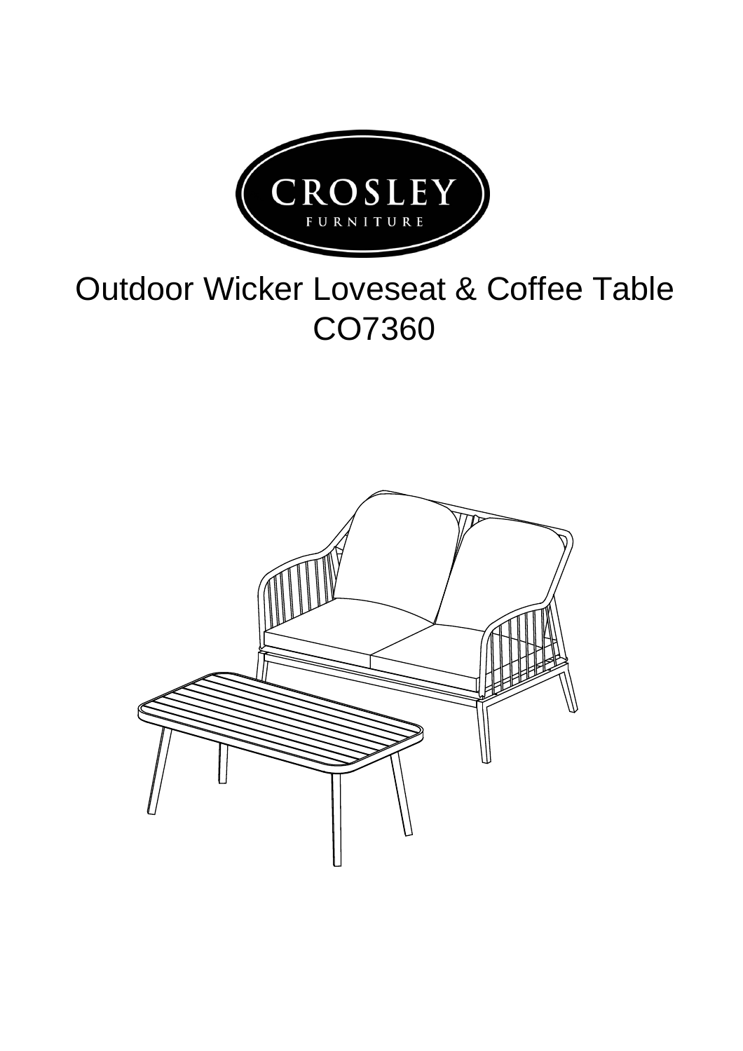CROSLEY
FURNITURE

# Outdoor Wicker Loveseat & Coffee Table
# CO7360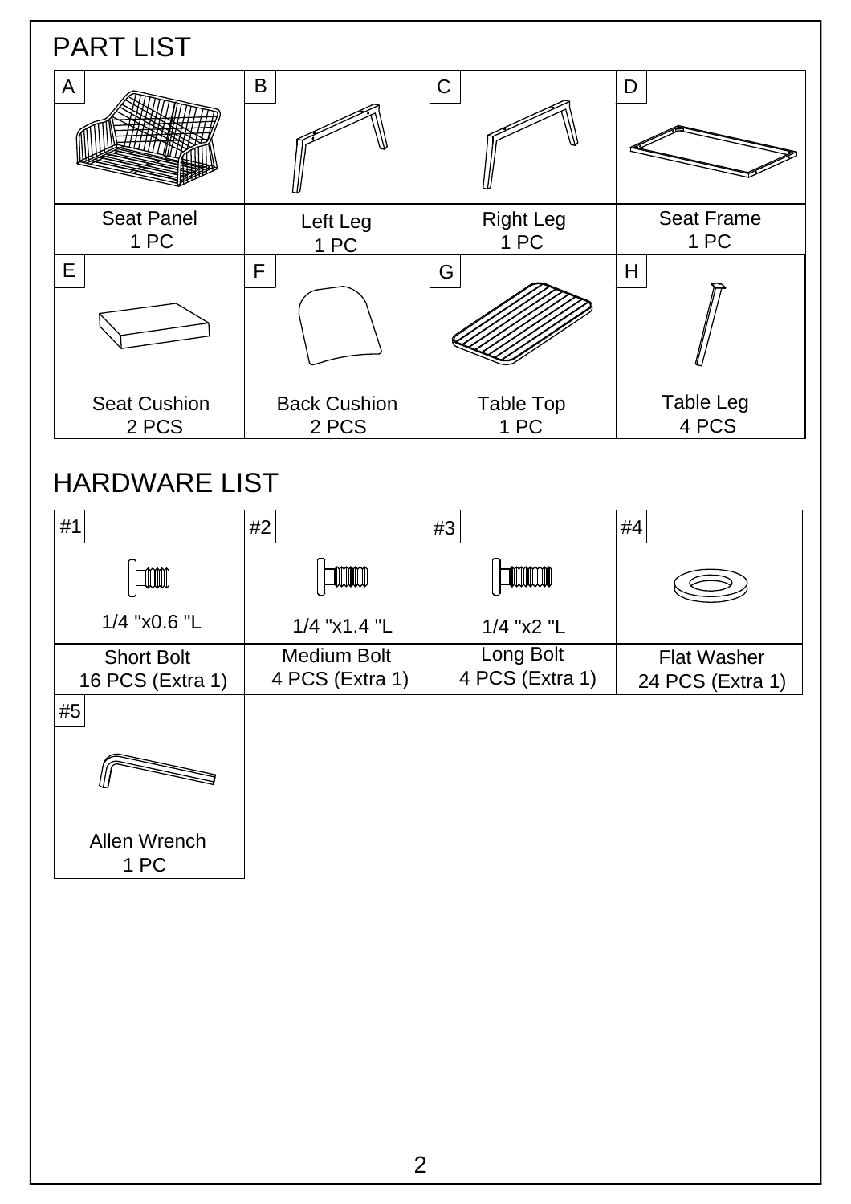## PART LIST

| A | B | C | D |
|---|---|---|---|
| Seat Panel<br>1 PC | Left Leg<br>1 PC | Right Leg<br>1 PC | Seat Frame<br>1 PC |
| **E** | **F** | **G** | **H** |
| Seat Cushion<br>2 PCS | Back Cushion<br>2 PCS | Table Top<br>1 PC | Table Leg<br>4 PCS |

## HARDWARE LIST

| #1 | #2 | #3 | #4 |
|---|---|---|---|
| 1/4 "x0.6 "L | 1/4 "x1.4 "L | 1/4 "x2 "L | |
| Short Bolt<br>16 PCS (Extra 1) | Medium Bolt<br>4 PCS (Extra 1) | Long Bolt<br>4 PCS (Extra 1) | Flat Washer<br>24 PCS (Extra 1) |
| **#5** | | | |
| Allen Wrench<br>1 PC | | | |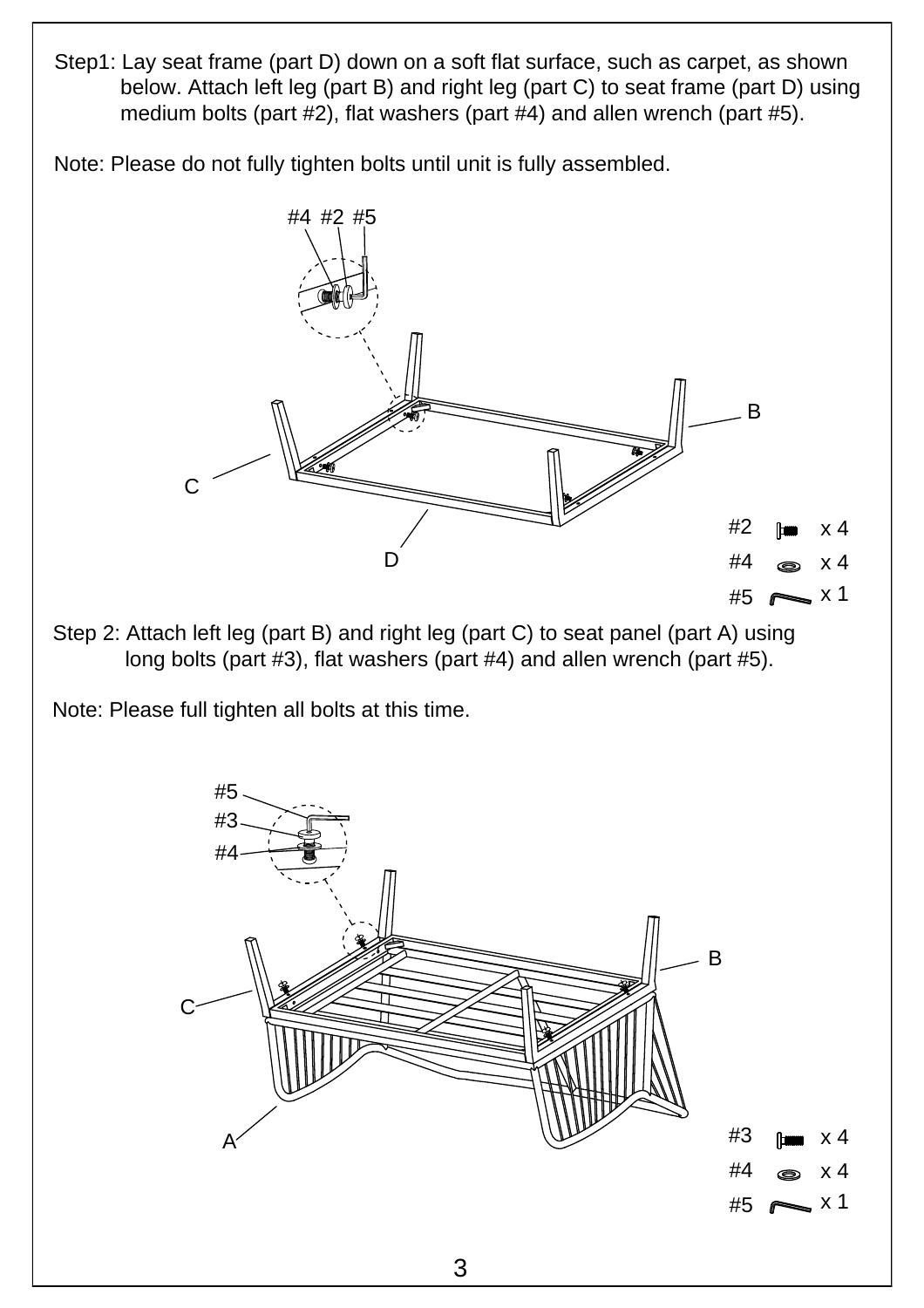Step1: Lay seat frame (part D) down on a soft flat surface, such as carpet, as shown below. Attach left leg (part B) and right leg (part C) to seat frame (part D) using medium bolts (part #2), flat washers (part #4) and allen wrench (part #5).

Note: Please do not fully tighten bolts until unit is fully assembled.

#4 #2 #5

B

C

D

#2 x 4

#4 x 4

#5 x 1

Step 2: Attach left leg (part B) and right leg (part C) to seat panel (part A) using long bolts (part #3), flat washers (part #4) and allen wrench (part #5).

Note: Please full tighten all bolts at this time.

#5

#3

#4

B

C

A

#3 x 4

#4 x 4

#5 x 1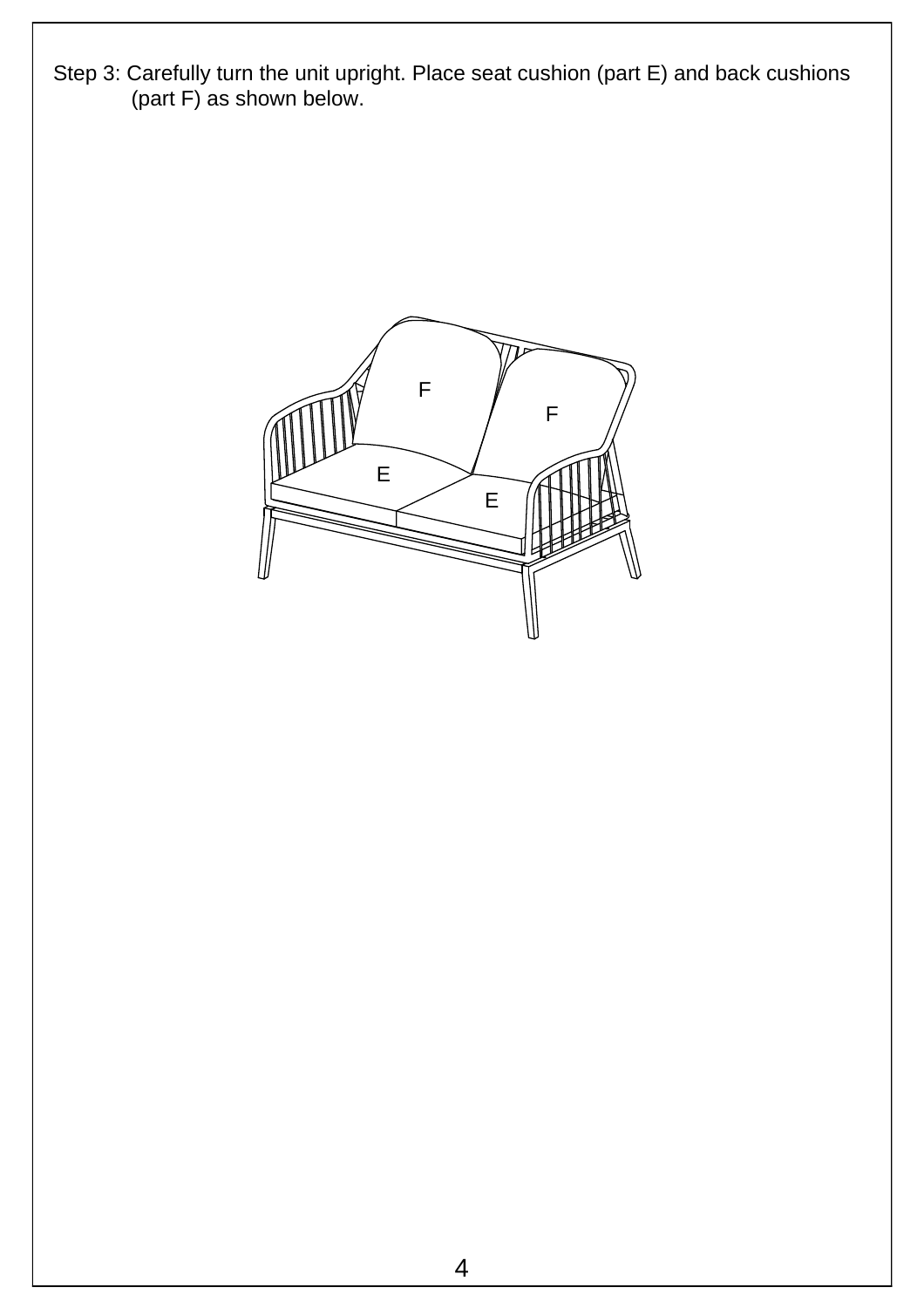Step 3: Carefully turn the unit upright. Place seat cushion (part E) and back cushions (part F) as shown below.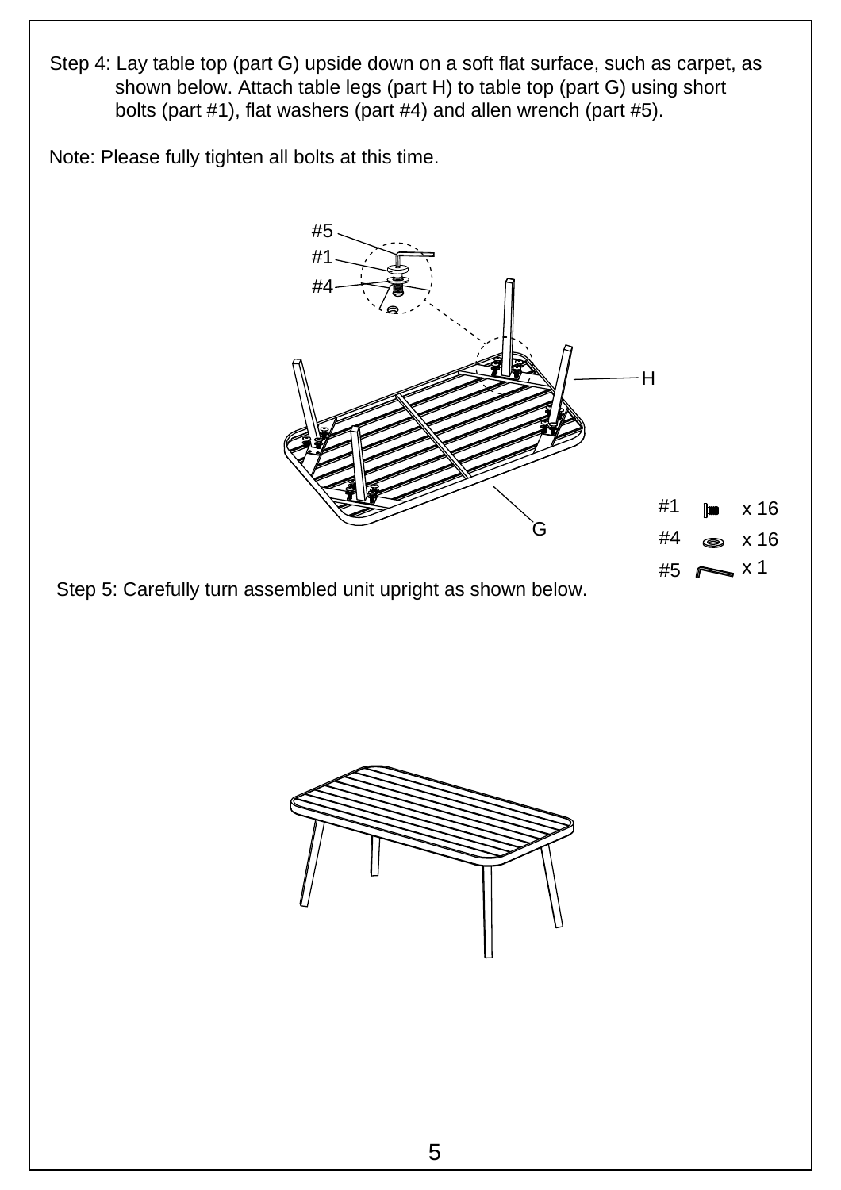Step 4: Lay table top (part G) upside down on a soft flat surface, such as carpet, as shown below. Attach table legs (part H) to table top (part G) using short bolts (part #1), flat washers (part #4) and allen wrench (part #5).

Note: Please fully tighten all bolts at this time.

#5
#1
#4
H
G

#1 x 16
#4 x 16
#5 x 1

Step 5: Carefully turn assembled unit upright as shown below.